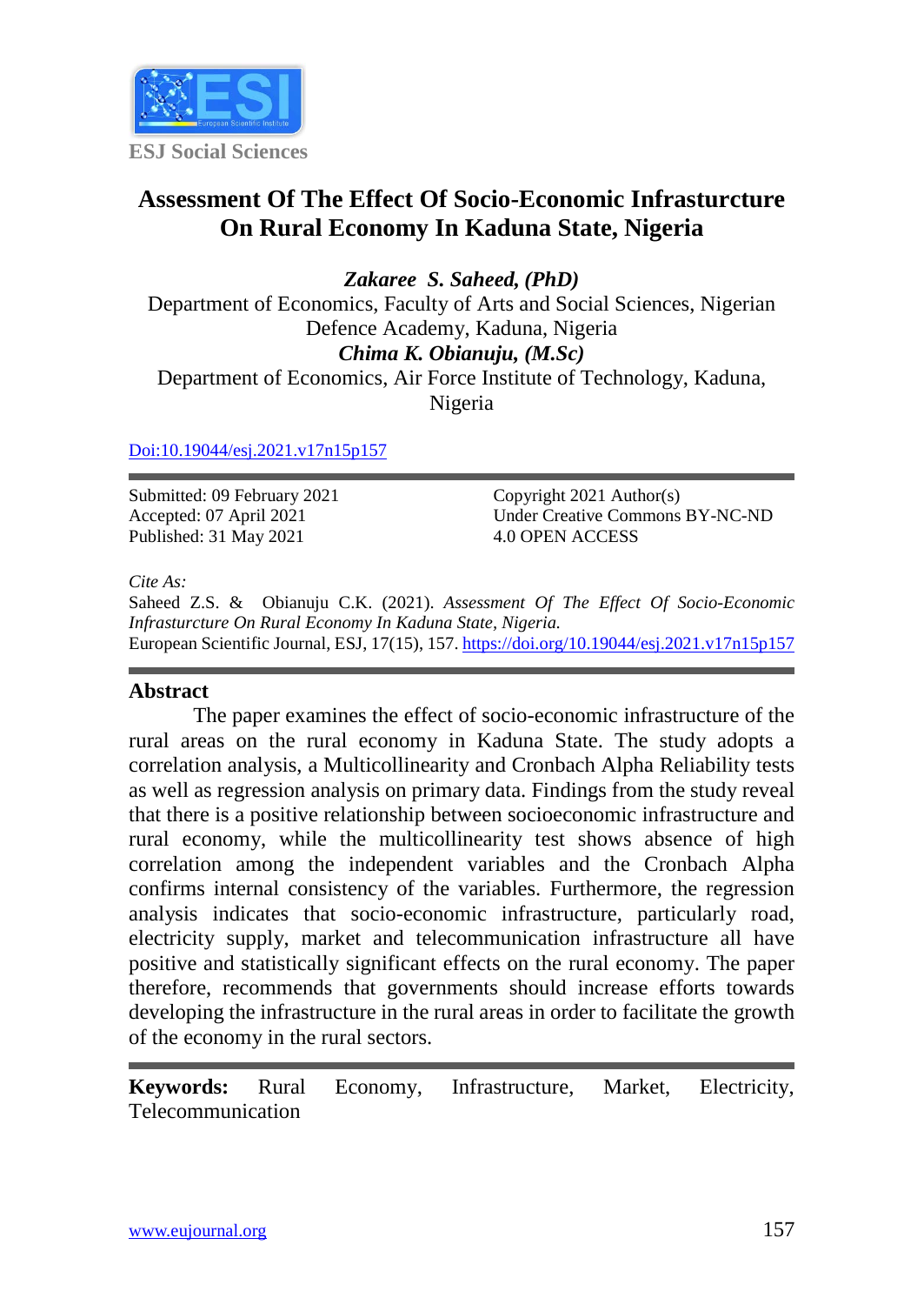ESJ Social Sciences

# Assessment Of The Effect Of Socio-Economic Infrasturcture On Rural Economy In Kaduna State, Nigeria

***Zakaree S. Saheed, (PhD)***
Department of Economics, Faculty of Arts and Social Sciences, Nigerian Defence Academy, Kaduna, Nigeria
***Chima K. Obianuju, (M.Sc)***
Department of Economics, Air Force Institute of Technology, Kaduna, Nigeria

Doi:10.19044/esj.2021.v17n15p157

Submitted: 09 February 2021
Accepted: 07 April 2021
Published: 31 May 2021

Copyright 2021 Author(s)
Under Creative Commons BY-NC-ND 4.0 OPEN ACCESS

*Cite As:*
Saheed Z.S. & Obianuju C.K. (2021). *Assessment Of The Effect Of Socio-Economic Infrasturcture On Rural Economy In Kaduna State, Nigeria.*
European Scientific Journal, ESJ, 17(15), 157. https://doi.org/10.19044/esj.2021.v17n15p157

## Abstract

The paper examines the effect of socio-economic infrastructure of the rural areas on the rural economy in Kaduna State. The study adopts a correlation analysis, a Multicollinearity and Cronbach Alpha Reliability tests as well as regression analysis on primary data. Findings from the study reveal that there is a positive relationship between socioeconomic infrastructure and rural economy, while the multicollinearity test shows absence of high correlation among the independent variables and the Cronbach Alpha confirms internal consistency of the variables. Furthermore, the regression analysis indicates that socio-economic infrastructure, particularly road, electricity supply, market and telecommunication infrastructure all have positive and statistically significant effects on the rural economy. The paper therefore, recommends that governments should increase efforts towards developing the infrastructure in the rural areas in order to facilitate the growth of the economy in the rural sectors.

**Keywords:** Rural Economy, Infrastructure, Market, Electricity, Telecommunication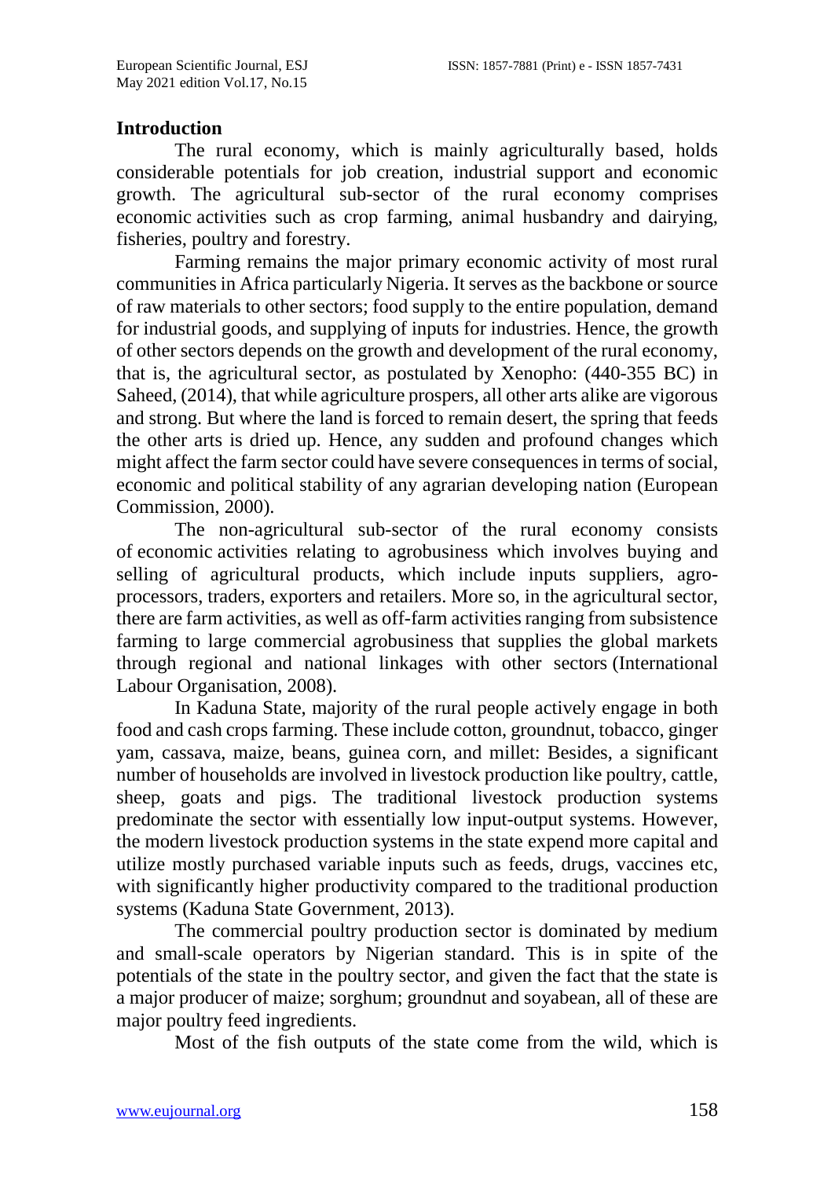## Introduction

The rural economy, which is mainly agriculturally based, holds considerable potentials for job creation, industrial support and economic growth. The agricultural sub-sector of the rural economy comprises economic activities such as crop farming, animal husbandry and dairying, fisheries, poultry and forestry.

Farming remains the major primary economic activity of most rural communities in Africa particularly Nigeria. It serves as the backbone or source of raw materials to other sectors; food supply to the entire population, demand for industrial goods, and supplying of inputs for industries. Hence, the growth of other sectors depends on the growth and development of the rural economy, that is, the agricultural sector, as postulated by Xenopho: (440-355 BC) in Saheed, (2014), that while agriculture prospers, all other arts alike are vigorous and strong. But where the land is forced to remain desert, the spring that feeds the other arts is dried up. Hence, any sudden and profound changes which might affect the farm sector could have severe consequences in terms of social, economic and political stability of any agrarian developing nation (European Commission, 2000).

The non-agricultural sub-sector of the rural economy consists of economic activities relating to agrobusiness which involves buying and selling of agricultural products, which include inputs suppliers, agro-processors, traders, exporters and retailers. More so, in the agricultural sector, there are farm activities, as well as off-farm activities ranging from subsistence farming to large commercial agrobusiness that supplies the global markets through regional and national linkages with other sectors (International Labour Organisation, 2008).

In Kaduna State, majority of the rural people actively engage in both food and cash crops farming. These include cotton, groundnut, tobacco, ginger yam, cassava, maize, beans, guinea corn, and millet: Besides, a significant number of households are involved in livestock production like poultry, cattle, sheep, goats and pigs. The traditional livestock production systems predominate the sector with essentially low input-output systems. However, the modern livestock production systems in the state expend more capital and utilize mostly purchased variable inputs such as feeds, drugs, vaccines etc, with significantly higher productivity compared to the traditional production systems (Kaduna State Government, 2013).

The commercial poultry production sector is dominated by medium and small-scale operators by Nigerian standard. This is in spite of the potentials of the state in the poultry sector, and given the fact that the state is a major producer of maize; sorghum; groundnut and soyabean, all of these are major poultry feed ingredients.

Most of the fish outputs of the state come from the wild, which is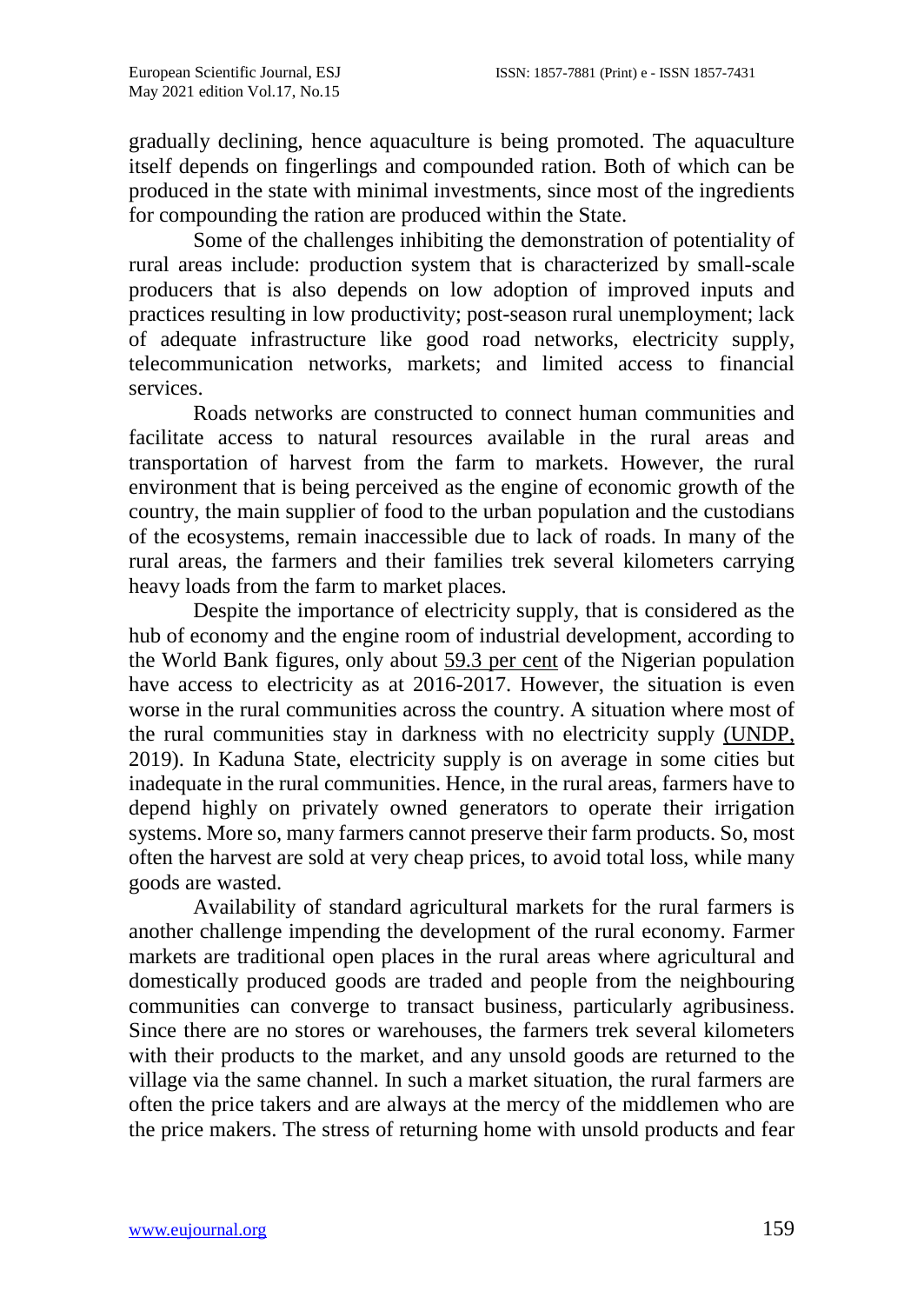gradually declining, hence aquaculture is being promoted. The aquaculture itself depends on fingerlings and compounded ration. Both of which can be produced in the state with minimal investments, since most of the ingredients for compounding the ration are produced within the State.

Some of the challenges inhibiting the demonstration of potentiality of rural areas include: production system that is characterized by small-scale producers that is also depends on low adoption of improved inputs and practices resulting in low productivity; post-season rural unemployment; lack of adequate infrastructure like good road networks, electricity supply, telecommunication networks, markets; and limited access to financial services.

Roads networks are constructed to connect human communities and facilitate access to natural resources available in the rural areas and transportation of harvest from the farm to markets. However, the rural environment that is being perceived as the engine of economic growth of the country, the main supplier of food to the urban population and the custodians of the ecosystems, remain inaccessible due to lack of roads. In many of the rural areas, the farmers and their families trek several kilometers carrying heavy loads from the farm to market places.

Despite the importance of electricity supply, that is considered as the hub of economy and the engine room of industrial development, according to the World Bank figures, only about 59.3 per cent of the Nigerian population have access to electricity as at 2016-2017. However, the situation is even worse in the rural communities across the country. A situation where most of the rural communities stay in darkness with no electricity supply (UNDP, 2019). In Kaduna State, electricity supply is on average in some cities but inadequate in the rural communities. Hence, in the rural areas, farmers have to depend highly on privately owned generators to operate their irrigation systems. More so, many farmers cannot preserve their farm products. So, most often the harvest are sold at very cheap prices, to avoid total loss, while many goods are wasted.

Availability of standard agricultural markets for the rural farmers is another challenge impending the development of the rural economy. Farmer markets are traditional open places in the rural areas where agricultural and domestically produced goods are traded and people from the neighbouring communities can converge to transact business, particularly agribusiness. Since there are no stores or warehouses, the farmers trek several kilometers with their products to the market, and any unsold goods are returned to the village via the same channel. In such a market situation, the rural farmers are often the price takers and are always at the mercy of the middlemen who are the price makers. The stress of returning home with unsold products and fear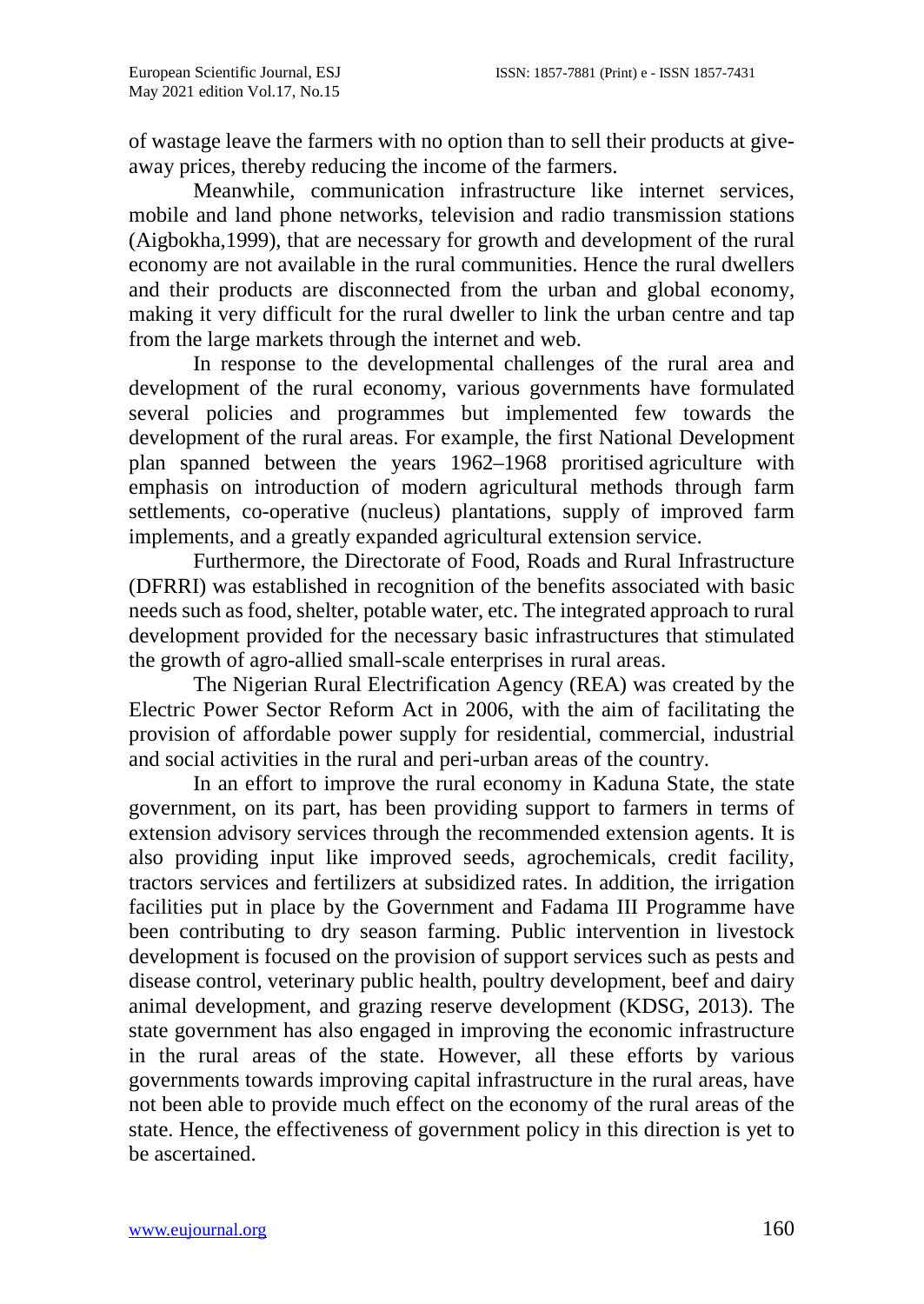of wastage leave the farmers with no option than to sell their products at give-away prices, thereby reducing the income of the farmers.

Meanwhile, communication infrastructure like internet services, mobile and land phone networks, television and radio transmission stations (Aigbokha,1999), that are necessary for growth and development of the rural economy are not available in the rural communities. Hence the rural dwellers and their products are disconnected from the urban and global economy, making it very difficult for the rural dweller to link the urban centre and tap from the large markets through the internet and web.

In response to the developmental challenges of the rural area and development of the rural economy, various governments have formulated several policies and programmes but implemented few towards the development of the rural areas. For example, the first National Development plan spanned between the years 1962–1968 proritised agriculture with emphasis on introduction of modern agricultural methods through farm settlements, co-operative (nucleus) plantations, supply of improved farm implements, and a greatly expanded agricultural extension service.

Furthermore, the Directorate of Food, Roads and Rural Infrastructure (DFRRI) was established in recognition of the benefits associated with basic needs such as food, shelter, potable water, etc. The integrated approach to rural development provided for the necessary basic infrastructures that stimulated the growth of agro-allied small-scale enterprises in rural areas.

The Nigerian Rural Electrification Agency (REA) was created by the Electric Power Sector Reform Act in 2006, with the aim of facilitating the provision of affordable power supply for residential, commercial, industrial and social activities in the rural and peri-urban areas of the country.

In an effort to improve the rural economy in Kaduna State, the state government, on its part, has been providing support to farmers in terms of extension advisory services through the recommended extension agents. It is also providing input like improved seeds, agrochemicals, credit facility, tractors services and fertilizers at subsidized rates. In addition, the irrigation facilities put in place by the Government and Fadama III Programme have been contributing to dry season farming. Public intervention in livestock development is focused on the provision of support services such as pests and disease control, veterinary public health, poultry development, beef and dairy animal development, and grazing reserve development (KDSG, 2013). The state government has also engaged in improving the economic infrastructure in the rural areas of the state. However, all these efforts by various governments towards improving capital infrastructure in the rural areas, have not been able to provide much effect on the economy of the rural areas of the state. Hence, the effectiveness of government policy in this direction is yet to be ascertained.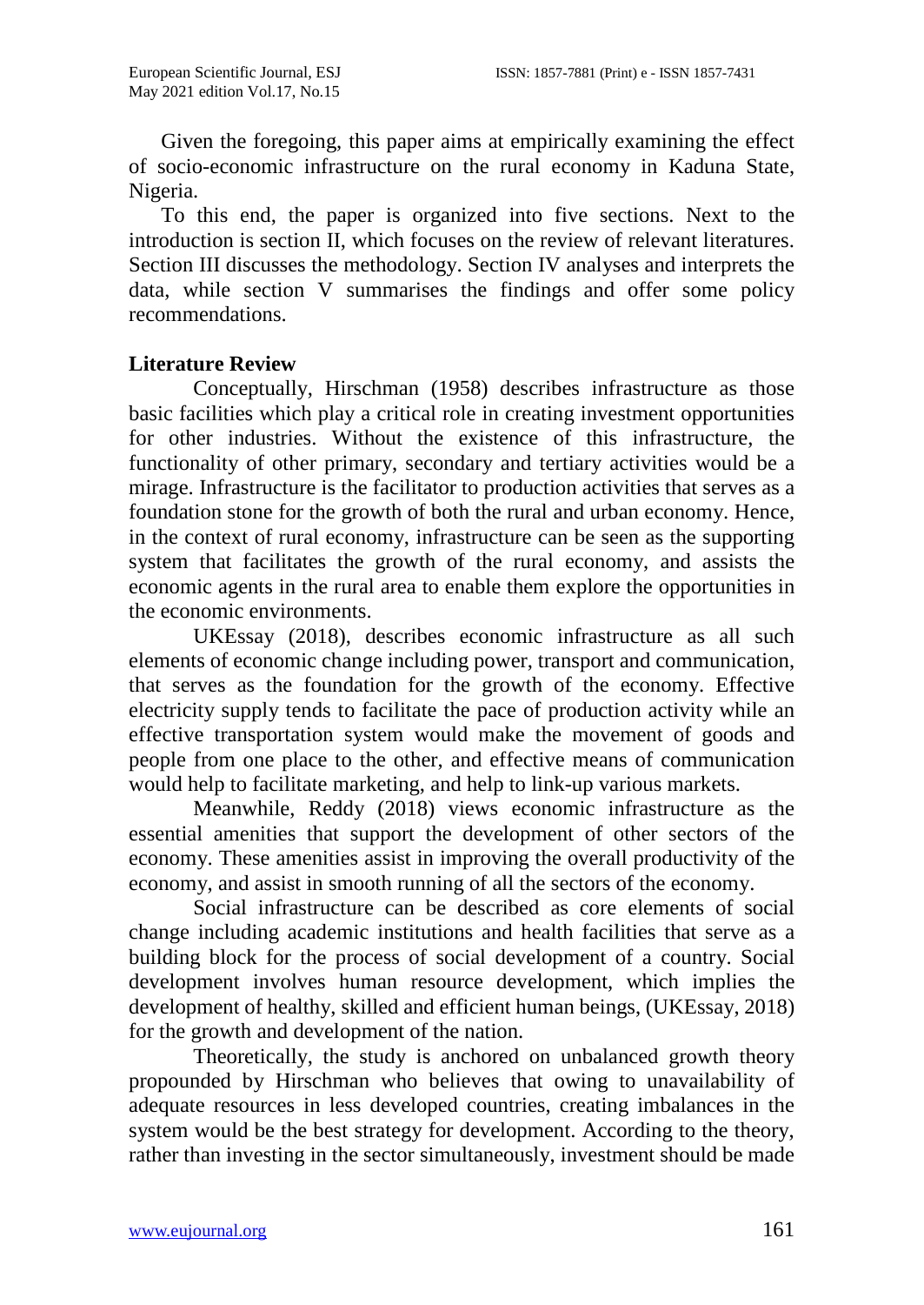Given the foregoing, this paper aims at empirically examining the effect of socio-economic infrastructure on the rural economy in Kaduna State, Nigeria.

To this end, the paper is organized into five sections. Next to the introduction is section II, which focuses on the review of relevant literatures. Section III discusses the methodology. Section IV analyses and interprets the data, while section V summarises the findings and offer some policy recommendations.

## Literature Review

Conceptually, Hirschman (1958) describes infrastructure as those basic facilities which play a critical role in creating investment opportunities for other industries. Without the existence of this infrastructure, the functionality of other primary, secondary and tertiary activities would be a mirage. Infrastructure is the facilitator to production activities that serves as a foundation stone for the growth of both the rural and urban economy. Hence, in the context of rural economy, infrastructure can be seen as the supporting system that facilitates the growth of the rural economy, and assists the economic agents in the rural area to enable them explore the opportunities in the economic environments.

UKEssay (2018), describes economic infrastructure as all such elements of economic change including power, transport and communication, that serves as the foundation for the growth of the economy. Effective electricity supply tends to facilitate the pace of production activity while an effective transportation system would make the movement of goods and people from one place to the other, and effective means of communication would help to facilitate marketing, and help to link-up various markets.

Meanwhile, Reddy (2018) views economic infrastructure as the essential amenities that support the development of other sectors of the economy. These amenities assist in improving the overall productivity of the economy, and assist in smooth running of all the sectors of the economy.

Social infrastructure can be described as core elements of social change including academic institutions and health facilities that serve as a building block for the process of social development of a country. Social development involves human resource development, which implies the development of healthy, skilled and efficient human beings, (UKEssay, 2018) for the growth and development of the nation.

Theoretically, the study is anchored on unbalanced growth theory propounded by Hirschman who believes that owing to unavailability of adequate resources in less developed countries, creating imbalances in the system would be the best strategy for development. According to the theory, rather than investing in the sector simultaneously, investment should be made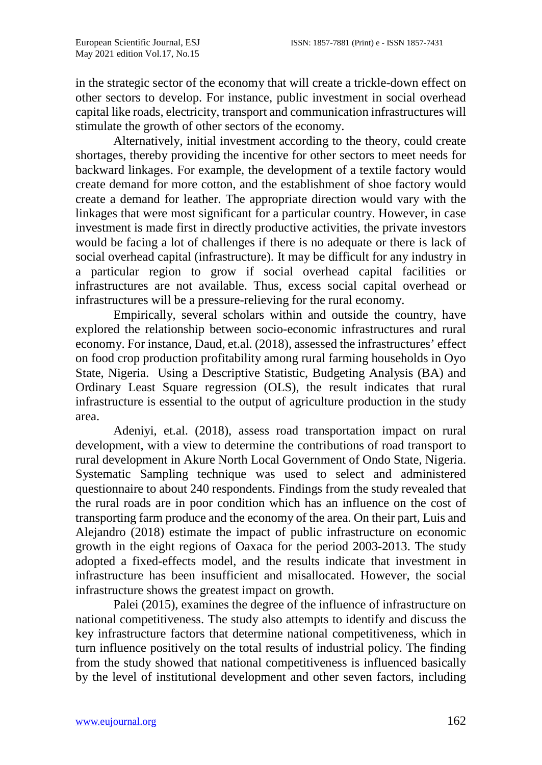in the strategic sector of the economy that will create a trickle-down effect on other sectors to develop. For instance, public investment in social overhead capital like roads, electricity, transport and communication infrastructures will stimulate the growth of other sectors of the economy.

Alternatively, initial investment according to the theory, could create shortages, thereby providing the incentive for other sectors to meet needs for backward linkages. For example, the development of a textile factory would create demand for more cotton, and the establishment of shoe factory would create a demand for leather. The appropriate direction would vary with the linkages that were most significant for a particular country. However, in case investment is made first in directly productive activities, the private investors would be facing a lot of challenges if there is no adequate or there is lack of social overhead capital (infrastructure). It may be difficult for any industry in a particular region to grow if social overhead capital facilities or infrastructures are not available. Thus, excess social capital overhead or infrastructures will be a pressure-relieving for the rural economy.

Empirically, several scholars within and outside the country, have explored the relationship between socio-economic infrastructures and rural economy. For instance, Daud, et.al. (2018), assessed the infrastructures' effect on food crop production profitability among rural farming households in Oyo State, Nigeria. Using a Descriptive Statistic, Budgeting Analysis (BA) and Ordinary Least Square regression (OLS), the result indicates that rural infrastructure is essential to the output of agriculture production in the study area.

Adeniyi, et.al. (2018), assess road transportation impact on rural development, with a view to determine the contributions of road transport to rural development in Akure North Local Government of Ondo State, Nigeria. Systematic Sampling technique was used to select and administered questionnaire to about 240 respondents. Findings from the study revealed that the rural roads are in poor condition which has an influence on the cost of transporting farm produce and the economy of the area. On their part, Luis and Alejandro (2018) estimate the impact of public infrastructure on economic growth in the eight regions of Oaxaca for the period 2003-2013. The study adopted a fixed-effects model, and the results indicate that investment in infrastructure has been insufficient and misallocated. However, the social infrastructure shows the greatest impact on growth.

Palei (2015), examines the degree of the influence of infrastructure on national competitiveness. The study also attempts to identify and discuss the key infrastructure factors that determine national competitiveness, which in turn influence positively on the total results of industrial policy. The finding from the study showed that national competitiveness is influenced basically by the level of institutional development and other seven factors, including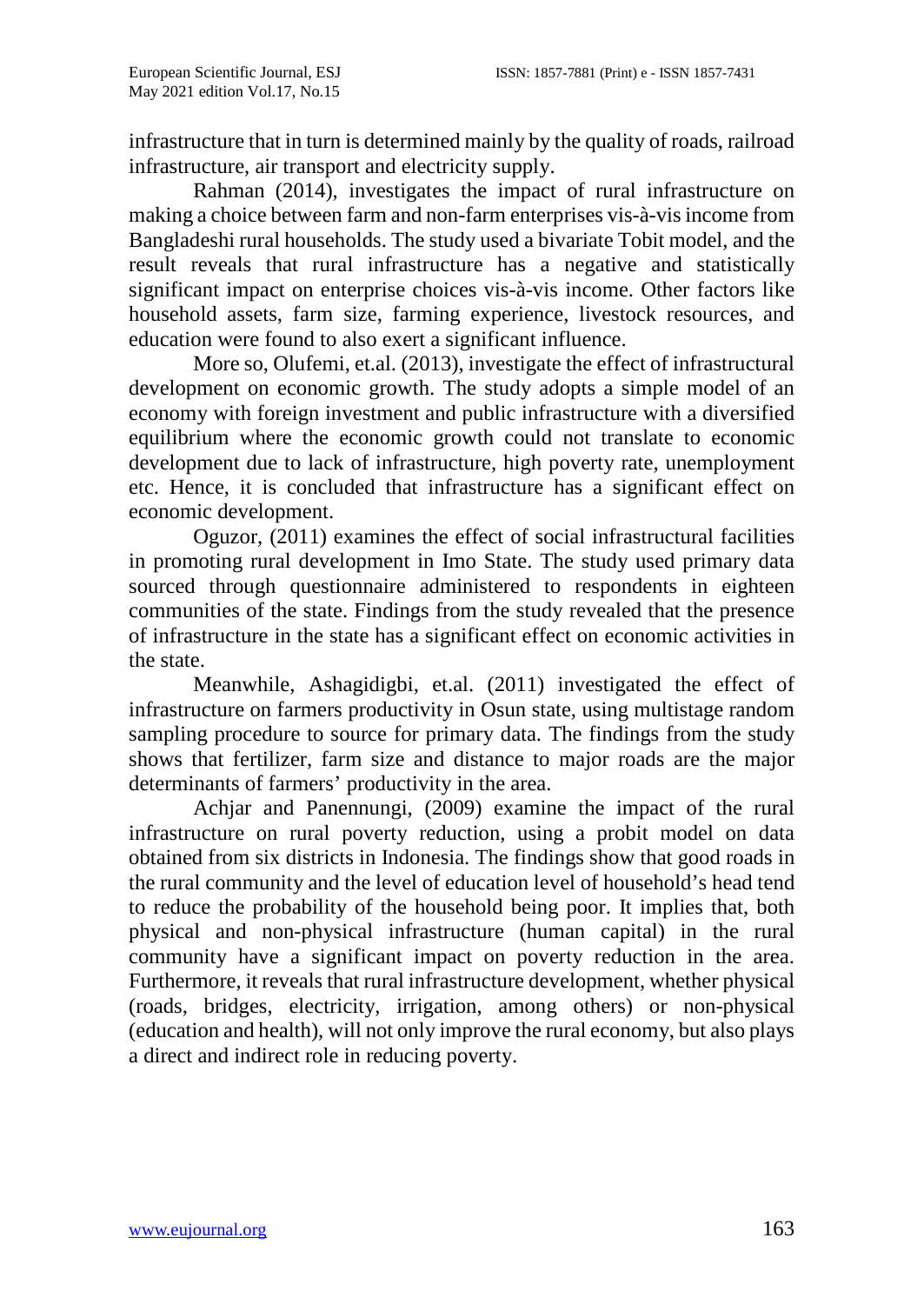infrastructure that in turn is determined mainly by the quality of roads, railroad infrastructure, air transport and electricity supply.

Rahman (2014), investigates the impact of rural infrastructure on making a choice between farm and non-farm enterprises vis-à-vis income from Bangladeshi rural households. The study used a bivariate Tobit model, and the result reveals that rural infrastructure has a negative and statistically significant impact on enterprise choices vis-à-vis income. Other factors like household assets, farm size, farming experience, livestock resources, and education were found to also exert a significant influence.

More so, Olufemi, et.al. (2013), investigate the effect of infrastructural development on economic growth. The study adopts a simple model of an economy with foreign investment and public infrastructure with a diversified equilibrium where the economic growth could not translate to economic development due to lack of infrastructure, high poverty rate, unemployment etc. Hence, it is concluded that infrastructure has a significant effect on economic development.

Oguzor, (2011) examines the effect of social infrastructural facilities in promoting rural development in Imo State. The study used primary data sourced through questionnaire administered to respondents in eighteen communities of the state. Findings from the study revealed that the presence of infrastructure in the state has a significant effect on economic activities in the state.

Meanwhile, Ashagidigbi, et.al. (2011) investigated the effect of infrastructure on farmers productivity in Osun state, using multistage random sampling procedure to source for primary data. The findings from the study shows that fertilizer, farm size and distance to major roads are the major determinants of farmers' productivity in the area.

Achjar and Panennungi, (2009) examine the impact of the rural infrastructure on rural poverty reduction, using a probit model on data obtained from six districts in Indonesia. The findings show that good roads in the rural community and the level of education level of household's head tend to reduce the probability of the household being poor. It implies that, both physical and non-physical infrastructure (human capital) in the rural community have a significant impact on poverty reduction in the area. Furthermore, it reveals that rural infrastructure development, whether physical (roads, bridges, electricity, irrigation, among others) or non-physical (education and health), will not only improve the rural economy, but also plays a direct and indirect role in reducing poverty.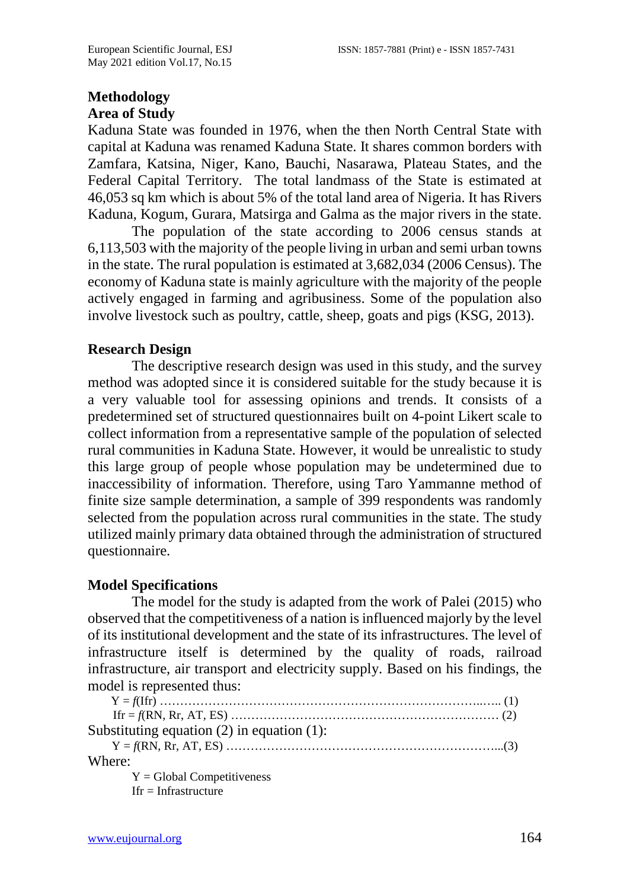## Methodology

### Area of Study

Kaduna State was founded in 1976, when the then North Central State with capital at Kaduna was renamed Kaduna State. It shares common borders with Zamfara, Katsina, Niger, Kano, Bauchi, Nasarawa, Plateau States, and the Federal Capital Territory. The total landmass of the State is estimated at 46,053 sq km which is about 5% of the total land area of Nigeria. It has Rivers Kaduna, Kogum, Gurara, Matsirga and Galma as the major rivers in the state.

The population of the state according to 2006 census stands at 6,113,503 with the majority of the people living in urban and semi urban towns in the state. The rural population is estimated at 3,682,034 (2006 Census). The economy of Kaduna state is mainly agriculture with the majority of the people actively engaged in farming and agribusiness. Some of the population also involve livestock such as poultry, cattle, sheep, goats and pigs (KSG, 2013).

### Research Design

The descriptive research design was used in this study, and the survey method was adopted since it is considered suitable for the study because it is a very valuable tool for assessing opinions and trends. It consists of a predetermined set of structured questionnaires built on 4-point Likert scale to collect information from a representative sample of the population of selected rural communities in Kaduna State. However, it would be unrealistic to study this large group of people whose population may be undetermined due to inaccessibility of information. Therefore, using Taro Yammanne method of finite size sample determination, a sample of 399 respondents was randomly selected from the population across rural communities in the state. The study utilized mainly primary data obtained through the administration of structured questionnaire.

### Model Specifications

The model for the study is adapted from the work of Palei (2015) who observed that the competitiveness of a nation is influenced majorly by the level of its institutional development and the state of its infrastructures. The level of infrastructure itself is determined by the quality of roads, railroad infrastructure, air transport and electricity supply. Based on his findings, the model is represented thus:

$$Y = f(Ifr) \quad (1)$$

$$Ifr = f(RN, Rr, AT, ES) \quad (2)$$

Substituting equation (2) in equation (1):

$$Y = f(RN, Rr, AT, ES) \quad (3)$$

Where:

$Y$ = Global Competitiveness

$Ifr$ = Infrastructure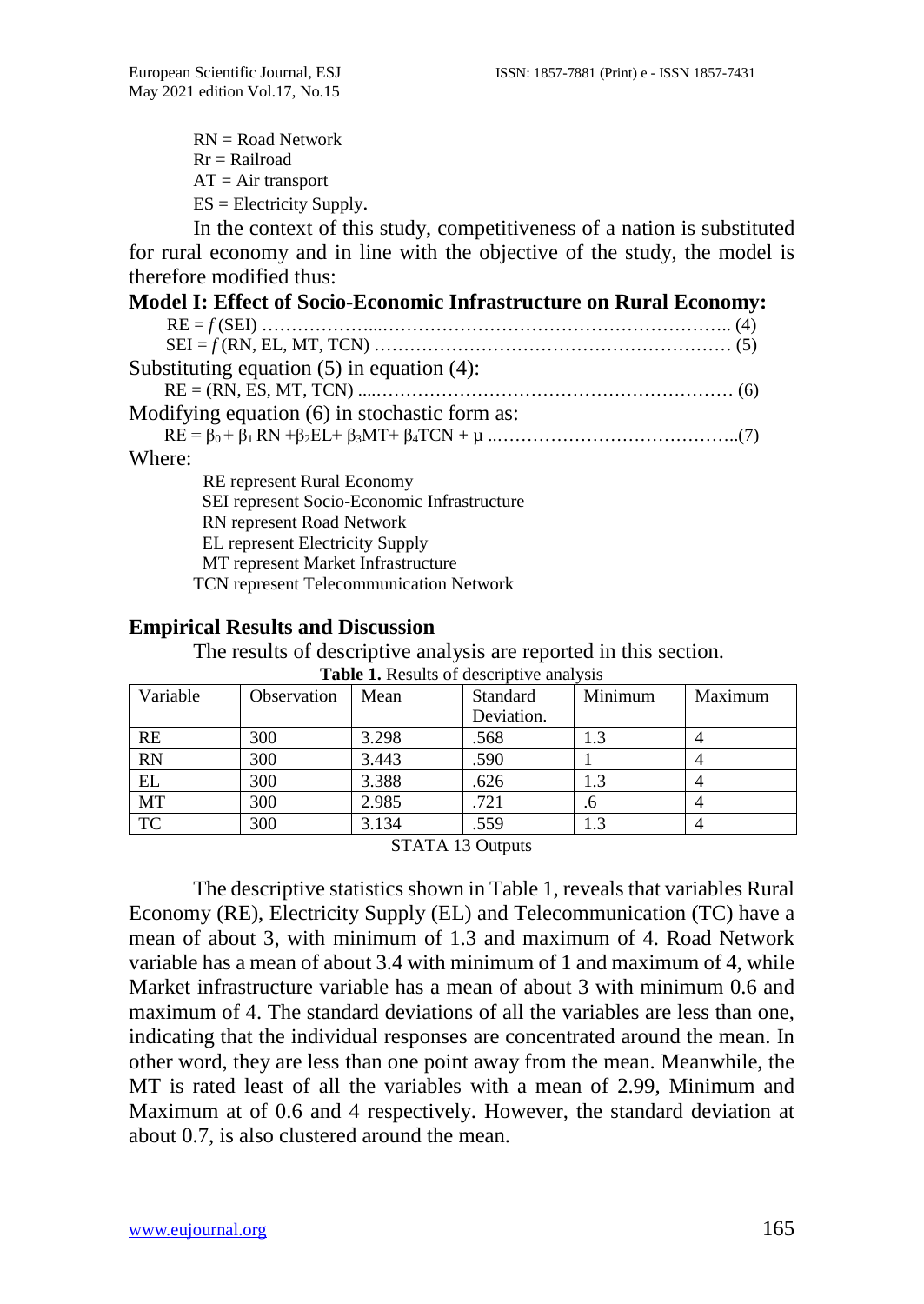RN = Road Network  
Rr = Railroad  
AT = Air transport  
ES = Electricity Supply.

In the context of this study, competitiveness of a nation is substituted for rural economy and in line with the objective of the study, the model is therefore modified thus:

**Model I: Effect of Socio-Economic Infrastructure on Rural Economy:**

$$RE = f\,(SEI) \quad \ldots\ldots (4)$$

$$SEI = f\,(RN, EL, MT, TCN) \quad \ldots\ldots (5)$$

Substituting equation (5) in equation (4):

$$RE = (RN, ES, MT, TCN) \quad \ldots\ldots (6)$$

Modifying equation (6) in stochastic form as:

$$RE = \beta_0 + \beta_1 RN + \beta_2 EL + \beta_3 MT + \beta_4 TCN + \mu \quad \ldots\ldots (7)$$

Where:

RE represent Rural Economy  
SEI represent Socio-Economic Infrastructure  
RN represent Road Network  
EL represent Electricity Supply  
MT represent Market Infrastructure  
TCN represent Telecommunication Network

## Empirical Results and Discussion

The results of descriptive analysis are reported in this section.

**Table 1.** Results of descriptive analysis

| Variable | Observation | Mean | Standard Deviation. | Minimum | Maximum |
|---|---|---|---|---|---|
| RE | 300 | 3.298 | .568 | 1.3 | 4 |
| RN | 300 | 3.443 | .590 | 1 | 4 |
| EL | 300 | 3.388 | .626 | 1.3 | 4 |
| MT | 300 | 2.985 | .721 | .6 | 4 |
| TC | 300 | 3.134 | .559 | 1.3 | 4 |

STATA 13 Outputs

The descriptive statistics shown in Table 1, reveals that variables Rural Economy (RE), Electricity Supply (EL) and Telecommunication (TC) have a mean of about 3, with minimum of 1.3 and maximum of 4. Road Network variable has a mean of about 3.4 with minimum of 1 and maximum of 4, while Market infrastructure variable has a mean of about 3 with minimum 0.6 and maximum of 4. The standard deviations of all the variables are less than one, indicating that the individual responses are concentrated around the mean. In other word, they are less than one point away from the mean. Meanwhile, the MT is rated least of all the variables with a mean of 2.99, Minimum and Maximum at of 0.6 and 4 respectively. However, the standard deviation at about 0.7, is also clustered around the mean.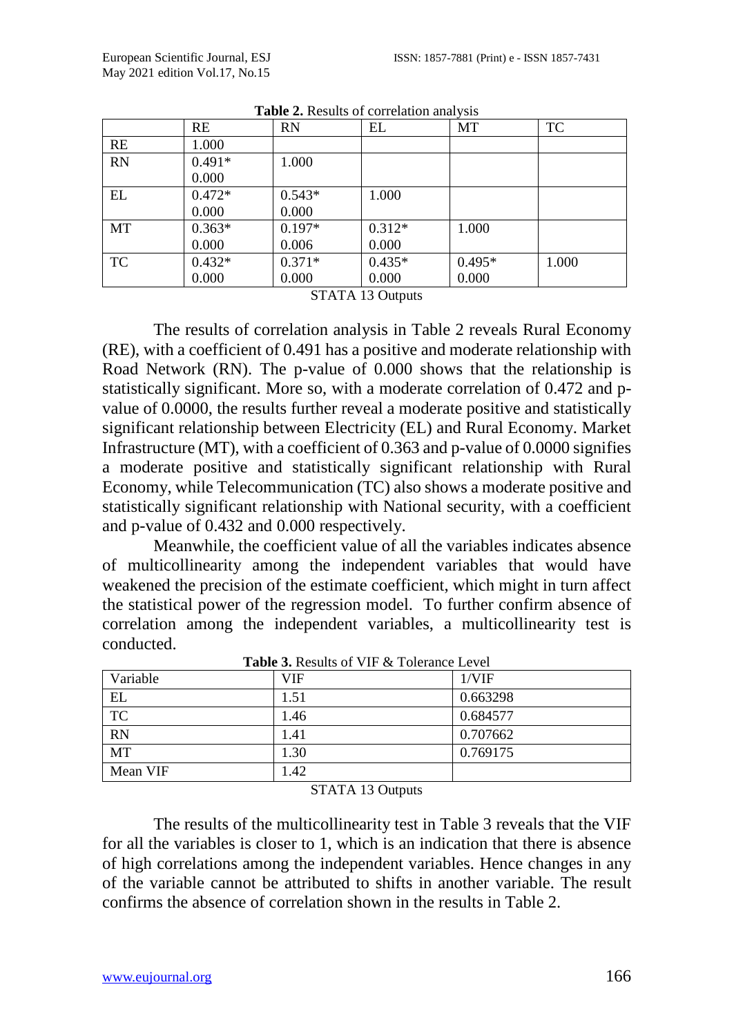**Table 2.** Results of correlation analysis

| | RE | RN | EL | MT | TC |
|---|---|---|---|---|---|
| RE | 1.000 | | | | |
| RN | 0.491*<br>0.000 | 1.000 | | | |
| EL | 0.472*<br>0.000 | 0.543*<br>0.000 | 1.000 | | |
| MT | 0.363*<br>0.000 | 0.197*<br>0.006 | 0.312*<br>0.000 | 1.000 | |
| TC | 0.432*<br>0.000 | 0.371*<br>0.000 | 0.435*<br>0.000 | 0.495*<br>0.000 | 1.000 |

STATA 13 Outputs

The results of correlation analysis in Table 2 reveals Rural Economy (RE), with a coefficient of 0.491 has a positive and moderate relationship with Road Network (RN). The p-value of 0.000 shows that the relationship is statistically significant. More so, with a moderate correlation of 0.472 and p-value of 0.0000, the results further reveal a moderate positive and statistically significant relationship between Electricity (EL) and Rural Economy. Market Infrastructure (MT), with a coefficient of 0.363 and p-value of 0.0000 signifies a moderate positive and statistically significant relationship with Rural Economy, while Telecommunication (TC) also shows a moderate positive and statistically significant relationship with National security, with a coefficient and p-value of 0.432 and 0.000 respectively.

Meanwhile, the coefficient value of all the variables indicates absence of multicollinearity among the independent variables that would have weakened the precision of the estimate coefficient, which might in turn affect the statistical power of the regression model. To further confirm absence of correlation among the independent variables, a multicollinearity test is conducted.

**Table 3.** Results of VIF & Tolerance Level

| Variable | VIF | 1/VIF |
|---|---|---|
| EL | 1.51 | 0.663298 |
| TC | 1.46 | 0.684577 |
| RN | 1.41 | 0.707662 |
| MT | 1.30 | 0.769175 |
| Mean VIF | 1.42 | |

STATA 13 Outputs

The results of the multicollinearity test in Table 3 reveals that the VIF for all the variables is closer to 1, which is an indication that there is absence of high correlations among the independent variables. Hence changes in any of the variable cannot be attributed to shifts in another variable. The result confirms the absence of correlation shown in the results in Table 2.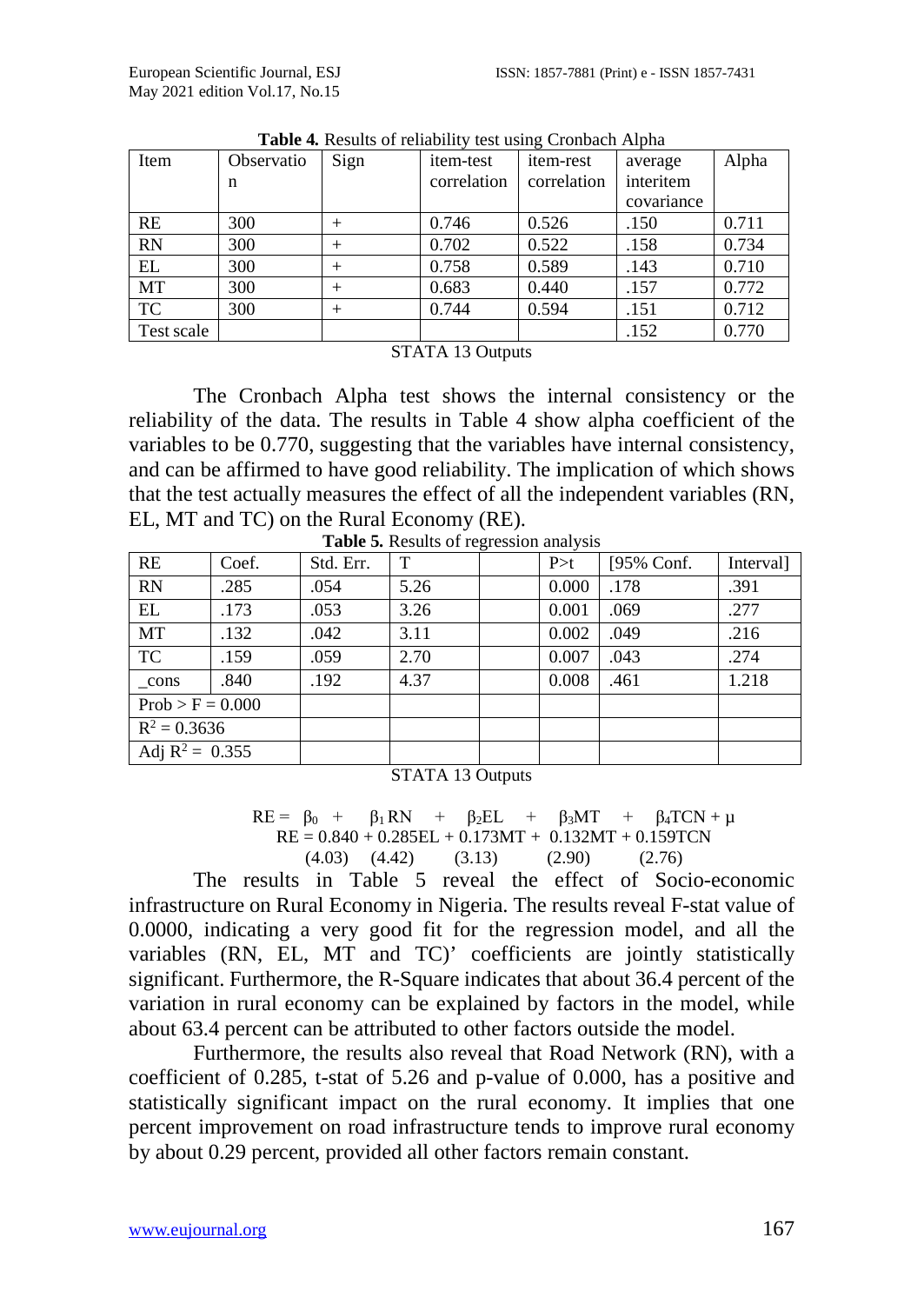**Table 4.** Results of reliability test using Cronbach Alpha

| Item | Observation | Sign | item-test correlation | item-rest correlation | average interitem covariance | Alpha |
|---|---|---|---|---|---|---|
| RE | 300 | + | 0.746 | 0.526 | .150 | 0.711 |
| RN | 300 | + | 0.702 | 0.522 | .158 | 0.734 |
| EL | 300 | + | 0.758 | 0.589 | .143 | 0.710 |
| MT | 300 | + | 0.683 | 0.440 | .157 | 0.772 |
| TC | 300 | + | 0.744 | 0.594 | .151 | 0.712 |
| Test scale | | | | | .152 | 0.770 |

STATA 13 Outputs

The Cronbach Alpha test shows the internal consistency or the reliability of the data. The results in Table 4 show alpha coefficient of the variables to be 0.770, suggesting that the variables have internal consistency, and can be affirmed to have good reliability. The implication of which shows that the test actually measures the effect of all the independent variables (RN, EL, MT and TC) on the Rural Economy (RE).

**Table 5.** Results of regression analysis

| RE | Coef. | Std. Err. | T | | P>t | [95% Conf. | Interval] |
|---|---|---|---|---|---|---|---|
| RN | .285 | .054 | 5.26 | | 0.000 | .178 | .391 |
| EL | .173 | .053 | 3.26 | | 0.001 | .069 | .277 |
| MT | .132 | .042 | 3.11 | | 0.002 | .049 | .216 |
| TC | .159 | .059 | 2.70 | | 0.007 | .043 | .274 |
| _cons | .840 | .192 | 4.37 | | 0.008 | .461 | 1.218 |
| Prob > F = 0.000 | | | | | | | |
| $R^2 = 0.3636$ | | | | | | | |
| Adj $R^2 = 0.355$ | | | | | | | |

STATA 13 Outputs

$$RE = \beta_0 + \beta_1 RN + \beta_2 EL + \beta_3 MT + \beta_4 TCN + \mu$$

$$RE = 0.840 + 0.285EL + 0.173MT + 0.132MT + 0.159TCN$$

$$(4.03) \quad (4.42) \quad (3.13) \quad (2.90) \quad (2.76)$$

The results in Table 5 reveal the effect of Socio-economic infrastructure on Rural Economy in Nigeria. The results reveal F-stat value of 0.0000, indicating a very good fit for the regression model, and all the variables (RN, EL, MT and TC)' coefficients are jointly statistically significant. Furthermore, the R-Square indicates that about 36.4 percent of the variation in rural economy can be explained by factors in the model, while about 63.4 percent can be attributed to other factors outside the model.

Furthermore, the results also reveal that Road Network (RN), with a coefficient of 0.285, t-stat of 5.26 and p-value of 0.000, has a positive and statistically significant impact on the rural economy. It implies that one percent improvement on road infrastructure tends to improve rural economy by about 0.29 percent, provided all other factors remain constant.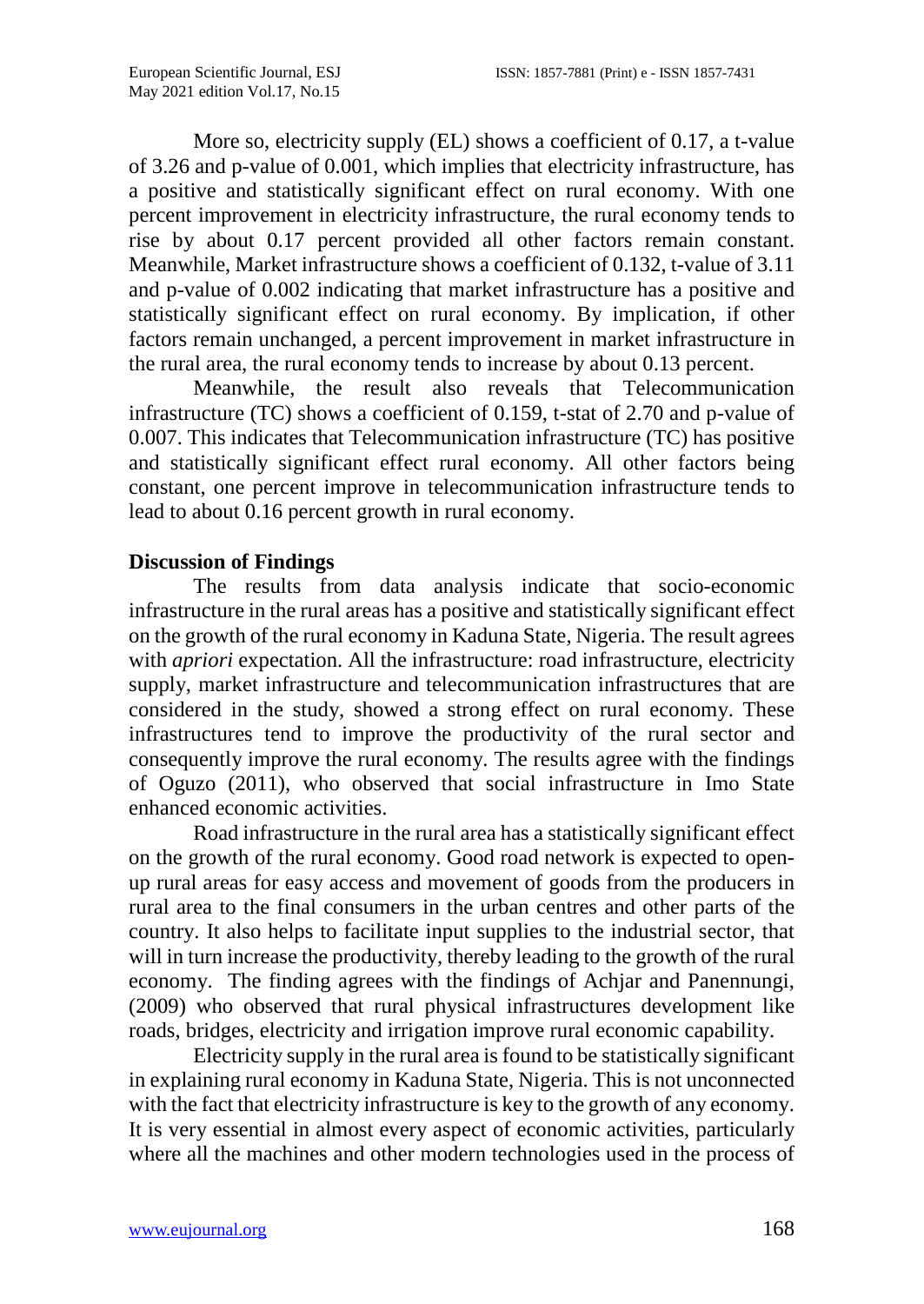More so, electricity supply (EL) shows a coefficient of 0.17, a t-value of 3.26 and p-value of 0.001, which implies that electricity infrastructure, has a positive and statistically significant effect on rural economy. With one percent improvement in electricity infrastructure, the rural economy tends to rise by about 0.17 percent provided all other factors remain constant. Meanwhile, Market infrastructure shows a coefficient of 0.132, t-value of 3.11 and p-value of 0.002 indicating that market infrastructure has a positive and statistically significant effect on rural economy. By implication, if other factors remain unchanged, a percent improvement in market infrastructure in the rural area, the rural economy tends to increase by about 0.13 percent.

Meanwhile, the result also reveals that Telecommunication infrastructure (TC) shows a coefficient of 0.159, t-stat of 2.70 and p-value of 0.007. This indicates that Telecommunication infrastructure (TC) has positive and statistically significant effect rural economy. All other factors being constant, one percent improve in telecommunication infrastructure tends to lead to about 0.16 percent growth in rural economy.

**Discussion of Findings**

The results from data analysis indicate that socio-economic infrastructure in the rural areas has a positive and statistically significant effect on the growth of the rural economy in Kaduna State, Nigeria. The result agrees with *apriori* expectation. All the infrastructure: road infrastructure, electricity supply, market infrastructure and telecommunication infrastructures that are considered in the study, showed a strong effect on rural economy. These infrastructures tend to improve the productivity of the rural sector and consequently improve the rural economy. The results agree with the findings of Oguzo (2011), who observed that social infrastructure in Imo State enhanced economic activities.

Road infrastructure in the rural area has a statistically significant effect on the growth of the rural economy. Good road network is expected to open-up rural areas for easy access and movement of goods from the producers in rural area to the final consumers in the urban centres and other parts of the country. It also helps to facilitate input supplies to the industrial sector, that will in turn increase the productivity, thereby leading to the growth of the rural economy. The finding agrees with the findings of Achjar and Panennungi, (2009) who observed that rural physical infrastructures development like roads, bridges, electricity and irrigation improve rural economic capability.

Electricity supply in the rural area is found to be statistically significant in explaining rural economy in Kaduna State, Nigeria. This is not unconnected with the fact that electricity infrastructure is key to the growth of any economy. It is very essential in almost every aspect of economic activities, particularly where all the machines and other modern technologies used in the process of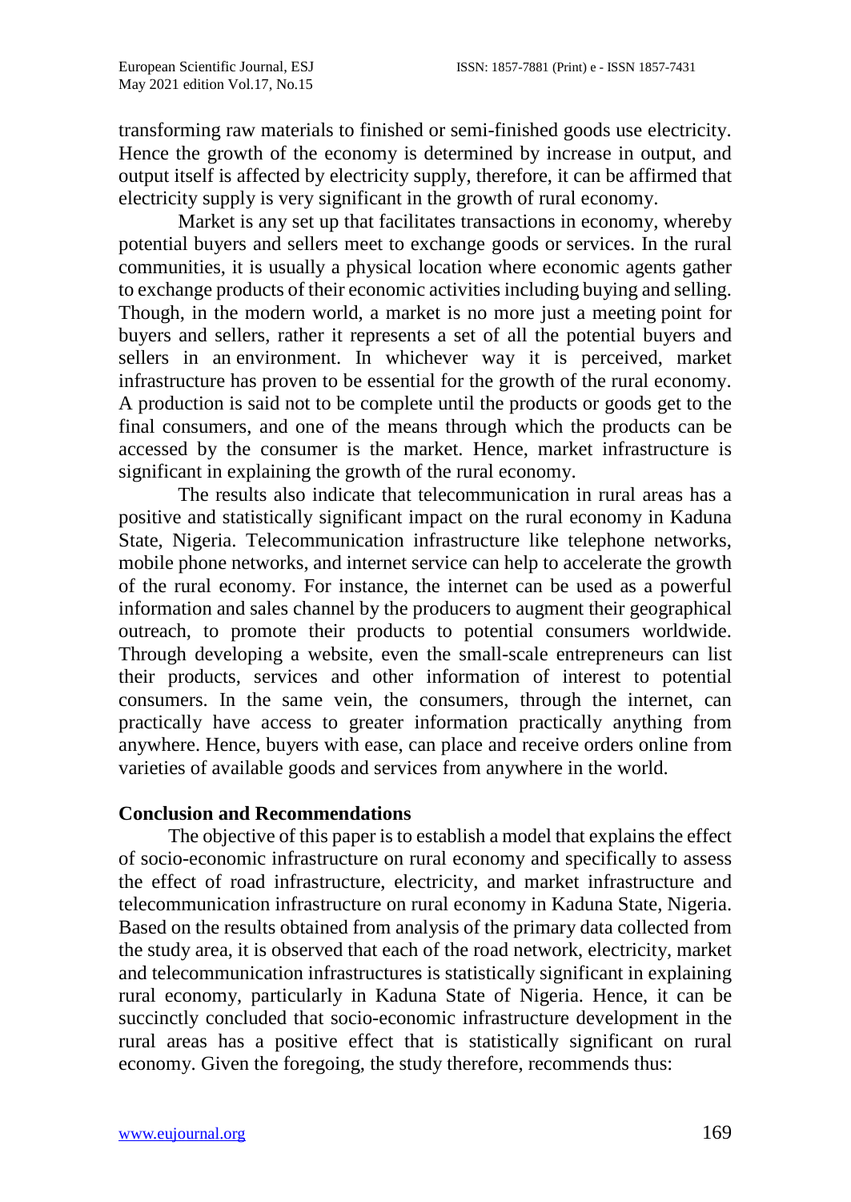transforming raw materials to finished or semi-finished goods use electricity. Hence the growth of the economy is determined by increase in output, and output itself is affected by electricity supply, therefore, it can be affirmed that electricity supply is very significant in the growth of rural economy.

Market is any set up that facilitates transactions in economy, whereby potential buyers and sellers meet to exchange goods or services. In the rural communities, it is usually a physical location where economic agents gather to exchange products of their economic activities including buying and selling. Though, in the modern world, a market is no more just a meeting point for buyers and sellers, rather it represents a set of all the potential buyers and sellers in an environment. In whichever way it is perceived, market infrastructure has proven to be essential for the growth of the rural economy. A production is said not to be complete until the products or goods get to the final consumers, and one of the means through which the products can be accessed by the consumer is the market. Hence, market infrastructure is significant in explaining the growth of the rural economy.

The results also indicate that telecommunication in rural areas has a positive and statistically significant impact on the rural economy in Kaduna State, Nigeria. Telecommunication infrastructure like telephone networks, mobile phone networks, and internet service can help to accelerate the growth of the rural economy. For instance, the internet can be used as a powerful information and sales channel by the producers to augment their geographical outreach, to promote their products to potential consumers worldwide. Through developing a website, even the small-scale entrepreneurs can list their products, services and other information of interest to potential consumers. In the same vein, the consumers, through the internet, can practically have access to greater information practically anything from anywhere. Hence, buyers with ease, can place and receive orders online from varieties of available goods and services from anywhere in the world.

## Conclusion and Recommendations

The objective of this paper is to establish a model that explains the effect of socio-economic infrastructure on rural economy and specifically to assess the effect of road infrastructure, electricity, and market infrastructure and telecommunication infrastructure on rural economy in Kaduna State, Nigeria. Based on the results obtained from analysis of the primary data collected from the study area, it is observed that each of the road network, electricity, market and telecommunication infrastructures is statistically significant in explaining rural economy, particularly in Kaduna State of Nigeria. Hence, it can be succinctly concluded that socio-economic infrastructure development in the rural areas has a positive effect that is statistically significant on rural economy. Given the foregoing, the study therefore, recommends thus: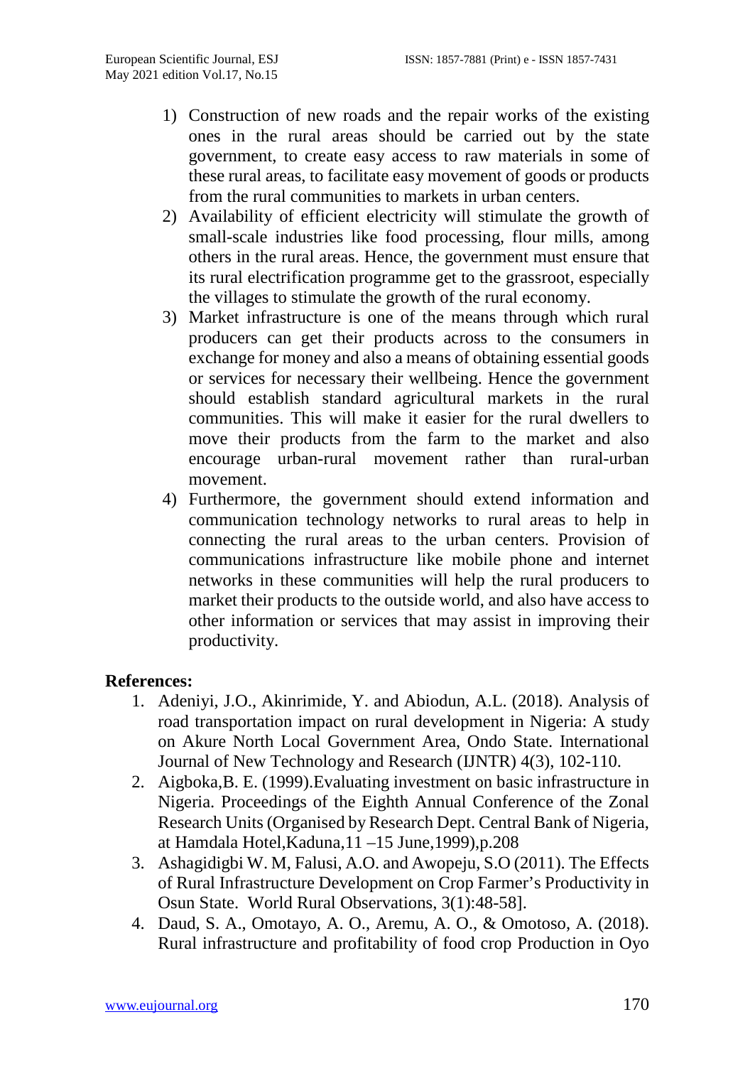1) Construction of new roads and the repair works of the existing ones in the rural areas should be carried out by the state government, to create easy access to raw materials in some of these rural areas, to facilitate easy movement of goods or products from the rural communities to markets in urban centers.
2) Availability of efficient electricity will stimulate the growth of small-scale industries like food processing, flour mills, among others in the rural areas. Hence, the government must ensure that its rural electrification programme get to the grassroot, especially the villages to stimulate the growth of the rural economy.
3) Market infrastructure is one of the means through which rural producers can get their products across to the consumers in exchange for money and also a means of obtaining essential goods or services for necessary their wellbeing. Hence the government should establish standard agricultural markets in the rural communities. This will make it easier for the rural dwellers to move their products from the farm to the market and also encourage urban-rural movement rather than rural-urban movement.
4) Furthermore, the government should extend information and communication technology networks to rural areas to help in connecting the rural areas to the urban centers. Provision of communications infrastructure like mobile phone and internet networks in these communities will help the rural producers to market their products to the outside world, and also have access to other information or services that may assist in improving their productivity.

## References:

1. Adeniyi, J.O., Akinrimide, Y. and Abiodun, A.L. (2018). Analysis of road transportation impact on rural development in Nigeria: A study on Akure North Local Government Area, Ondo State. International Journal of New Technology and Research (IJNTR) 4(3), 102-110.
2. Aigboka,B. E. (1999).Evaluating investment on basic infrastructure in Nigeria. Proceedings of the Eighth Annual Conference of the Zonal Research Units (Organised by Research Dept. Central Bank of Nigeria, at Hamdala Hotel,Kaduna,11 –15 June,1999),p.208
3. Ashagidigbi W. M, Falusi, A.O. and Awopeju, S.O (2011). The Effects of Rural Infrastructure Development on Crop Farmer's Productivity in Osun State. World Rural Observations, 3(1):48-58].
4. Daud, S. A., Omotayo, A. O., Aremu, A. O., & Omotoso, A. (2018). Rural infrastructure and profitability of food crop Production in Oyo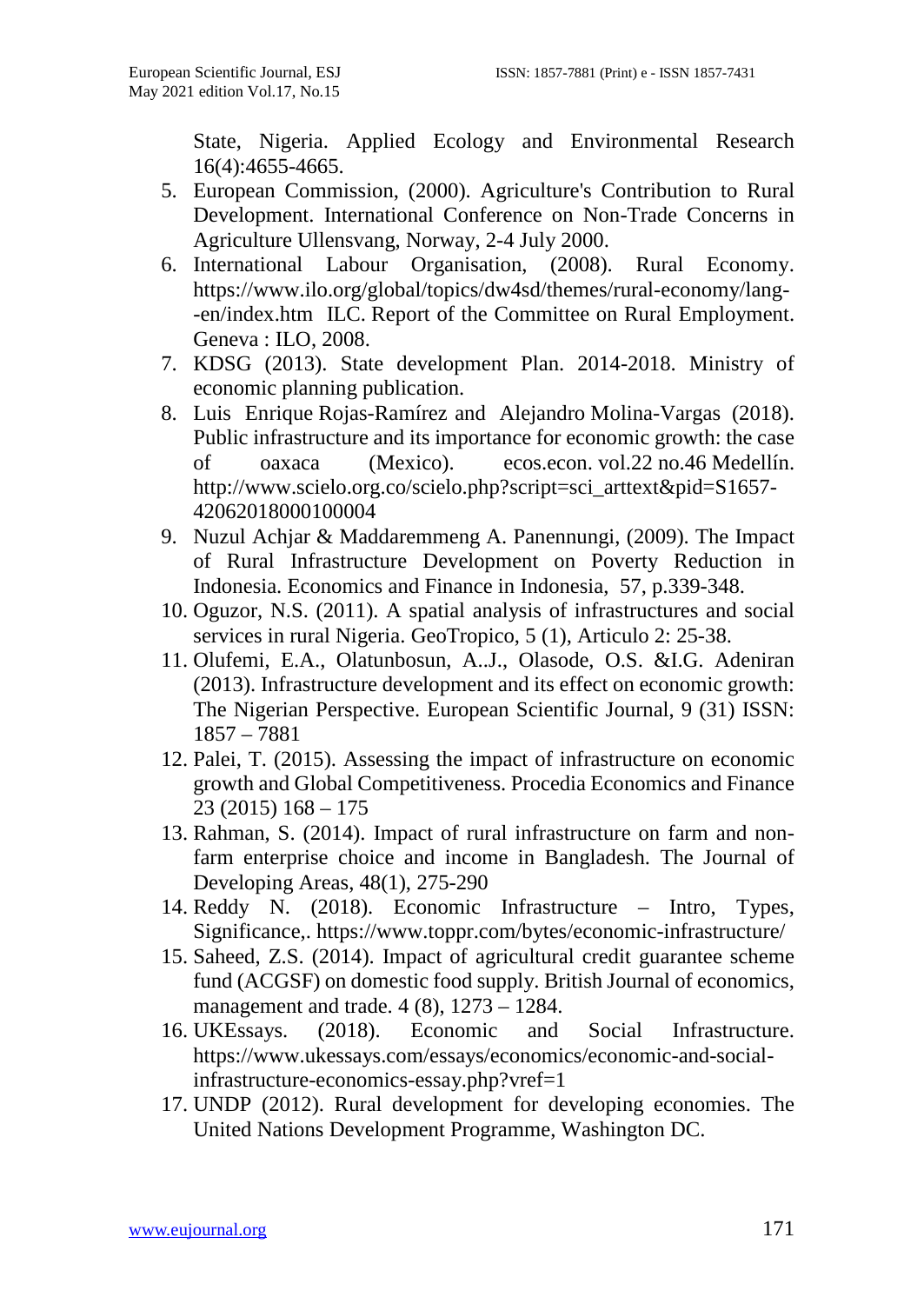State, Nigeria. Applied Ecology and Environmental Research 16(4):4655-4665.

5. European Commission, (2000). Agriculture's Contribution to Rural Development. International Conference on Non-Trade Concerns in Agriculture Ullensvang, Norway, 2-4 July 2000.
6. International Labour Organisation, (2008). Rural Economy. https://www.ilo.org/global/topics/dw4sd/themes/rural-economy/lang--en/index.htm ILC. Report of the Committee on Rural Employment. Geneva : ILO, 2008.
7. KDSG (2013). State development Plan. 2014-2018. Ministry of economic planning publication.
8. Luis Enrique Rojas-Ramírez and Alejandro Molina-Vargas (2018). Public infrastructure and its importance for economic growth: the case of oaxaca (Mexico). ecos.econ. vol.22 no.46 Medellín. http://www.scielo.org.co/scielo.php?script=sci_arttext&pid=S1657-42062018000100004
9. Nuzul Achjar & Maddaremmeng A. Panennungi, (2009). The Impact of Rural Infrastructure Development on Poverty Reduction in Indonesia. Economics and Finance in Indonesia, 57, p.339-348.
10. Oguzor, N.S. (2011). A spatial analysis of infrastructures and social services in rural Nigeria. GeoTropico, 5 (1), Articulo 2: 25-38.
11. Olufemi, E.A., Olatunbosun, A..J., Olasode, O.S. &I.G. Adeniran (2013). Infrastructure development and its effect on economic growth: The Nigerian Perspective. European Scientific Journal, 9 (31) ISSN: 1857 – 7881
12. Palei, T. (2015). Assessing the impact of infrastructure on economic growth and Global Competitiveness. Procedia Economics and Finance 23 (2015) 168 – 175
13. Rahman, S. (2014). Impact of rural infrastructure on farm and non-farm enterprise choice and income in Bangladesh. The Journal of Developing Areas, 48(1), 275-290
14. Reddy N. (2018). Economic Infrastructure – Intro, Types, Significance,. https://www.toppr.com/bytes/economic-infrastructure/
15. Saheed, Z.S. (2014). Impact of agricultural credit guarantee scheme fund (ACGSF) on domestic food supply. British Journal of economics, management and trade. 4 (8), 1273 – 1284.
16. UKEssays. (2018). Economic and Social Infrastructure. https://www.ukessays.com/essays/economics/economic-and-social-infrastructure-economics-essay.php?vref=1
17. UNDP (2012). Rural development for developing economies. The United Nations Development Programme, Washington DC.